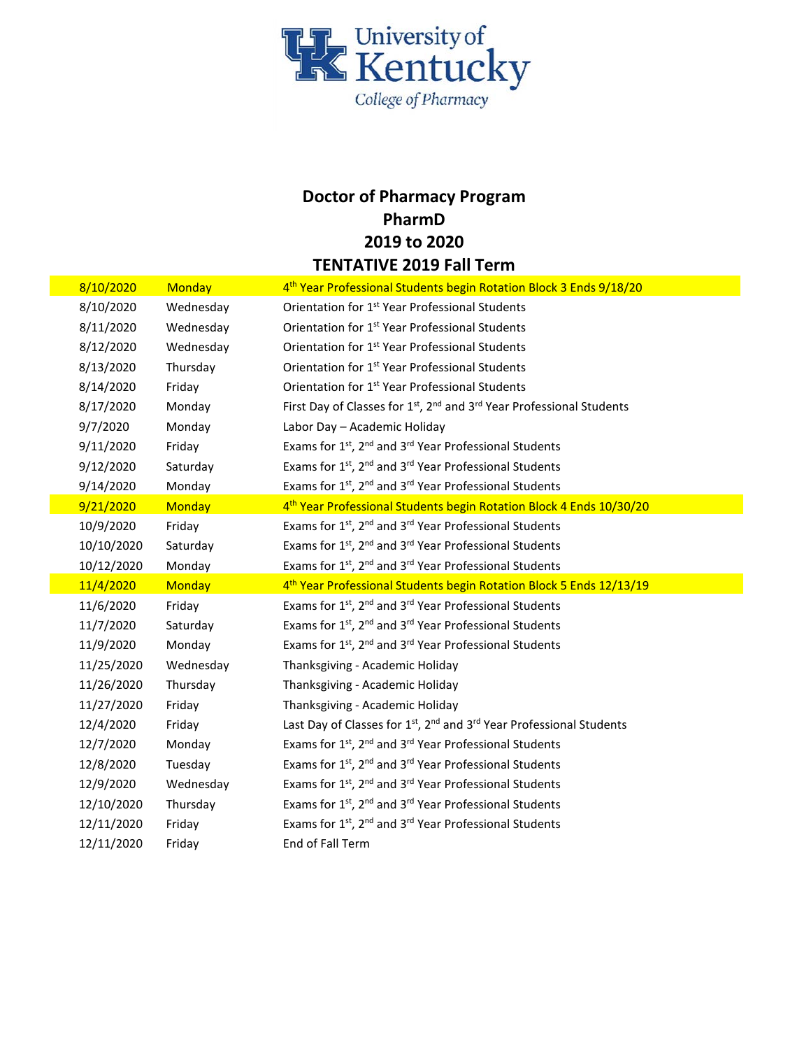University of Kentucky
College of Pharmacy

# Doctor of Pharmacy Program
## PharmD
## 2019 to 2020
## TENTATIVE 2019 Fall Term

| | | |
|---|---|---|
| 8/10/2020 | Monday | 4th Year Professional Students begin Rotation Block 3 Ends 9/18/20 |
| 8/10/2020 | Wednesday | Orientation for 1st Year Professional Students |
| 8/11/2020 | Wednesday | Orientation for 1st Year Professional Students |
| 8/12/2020 | Wednesday | Orientation for 1st Year Professional Students |
| 8/13/2020 | Thursday | Orientation for 1st Year Professional Students |
| 8/14/2020 | Friday | Orientation for 1st Year Professional Students |
| 8/17/2020 | Monday | First Day of Classes for 1st, 2nd and 3rd Year Professional Students |
| 9/7/2020 | Monday | Labor Day – Academic Holiday |
| 9/11/2020 | Friday | Exams for 1st, 2nd and 3rd Year Professional Students |
| 9/12/2020 | Saturday | Exams for 1st, 2nd and 3rd Year Professional Students |
| 9/14/2020 | Monday | Exams for 1st, 2nd and 3rd Year Professional Students |
| 9/21/2020 | Monday | 4th Year Professional Students begin Rotation Block 4 Ends 10/30/20 |
| 10/9/2020 | Friday | Exams for 1st, 2nd and 3rd Year Professional Students |
| 10/10/2020 | Saturday | Exams for 1st, 2nd and 3rd Year Professional Students |
| 10/12/2020 | Monday | Exams for 1st, 2nd and 3rd Year Professional Students |
| 11/4/2020 | Monday | 4th Year Professional Students begin Rotation Block 5 Ends 12/13/19 |
| 11/6/2020 | Friday | Exams for 1st, 2nd and 3rd Year Professional Students |
| 11/7/2020 | Saturday | Exams for 1st, 2nd and 3rd Year Professional Students |
| 11/9/2020 | Monday | Exams for 1st, 2nd and 3rd Year Professional Students |
| 11/25/2020 | Wednesday | Thanksgiving - Academic Holiday |
| 11/26/2020 | Thursday | Thanksgiving - Academic Holiday |
| 11/27/2020 | Friday | Thanksgiving - Academic Holiday |
| 12/4/2020 | Friday | Last Day of Classes for 1st, 2nd and 3rd Year Professional Students |
| 12/7/2020 | Monday | Exams for 1st, 2nd and 3rd Year Professional Students |
| 12/8/2020 | Tuesday | Exams for 1st, 2nd and 3rd Year Professional Students |
| 12/9/2020 | Wednesday | Exams for 1st, 2nd and 3rd Year Professional Students |
| 12/10/2020 | Thursday | Exams for 1st, 2nd and 3rd Year Professional Students |
| 12/11/2020 | Friday | Exams for 1st, 2nd and 3rd Year Professional Students |
| 12/11/2020 | Friday | End of Fall Term |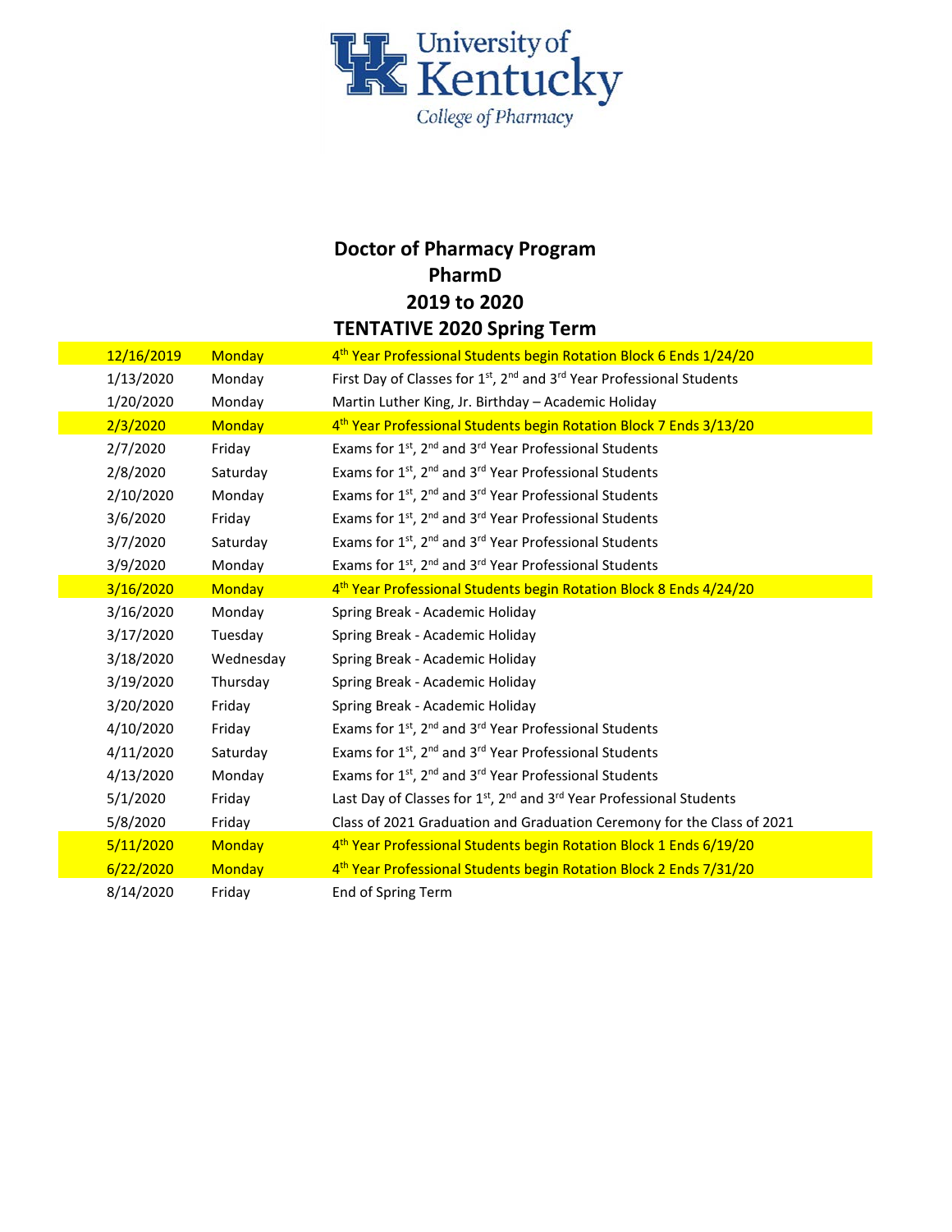University of Kentucky
College of Pharmacy

# Doctor of Pharmacy Program
# PharmD
# 2019 to 2020
# TENTATIVE 2020 Spring Term

| | | |
|---|---|---|
| 12/16/2019 | Monday | 4th Year Professional Students begin Rotation Block 6 Ends 1/24/20 |
| 1/13/2020 | Monday | First Day of Classes for 1st, 2nd and 3rd Year Professional Students |
| 1/20/2020 | Monday | Martin Luther King, Jr. Birthday – Academic Holiday |
| 2/3/2020 | Monday | 4th Year Professional Students begin Rotation Block 7 Ends 3/13/20 |
| 2/7/2020 | Friday | Exams for 1st, 2nd and 3rd Year Professional Students |
| 2/8/2020 | Saturday | Exams for 1st, 2nd and 3rd Year Professional Students |
| 2/10/2020 | Monday | Exams for 1st, 2nd and 3rd Year Professional Students |
| 3/6/2020 | Friday | Exams for 1st, 2nd and 3rd Year Professional Students |
| 3/7/2020 | Saturday | Exams for 1st, 2nd and 3rd Year Professional Students |
| 3/9/2020 | Monday | Exams for 1st, 2nd and 3rd Year Professional Students |
| 3/16/2020 | Monday | 4th Year Professional Students begin Rotation Block 8 Ends 4/24/20 |
| 3/16/2020 | Monday | Spring Break - Academic Holiday |
| 3/17/2020 | Tuesday | Spring Break - Academic Holiday |
| 3/18/2020 | Wednesday | Spring Break - Academic Holiday |
| 3/19/2020 | Thursday | Spring Break - Academic Holiday |
| 3/20/2020 | Friday | Spring Break - Academic Holiday |
| 4/10/2020 | Friday | Exams for 1st, 2nd and 3rd Year Professional Students |
| 4/11/2020 | Saturday | Exams for 1st, 2nd and 3rd Year Professional Students |
| 4/13/2020 | Monday | Exams for 1st, 2nd and 3rd Year Professional Students |
| 5/1/2020 | Friday | Last Day of Classes for 1st, 2nd and 3rd Year Professional Students |
| 5/8/2020 | Friday | Class of 2021 Graduation and Graduation Ceremony for the Class of 2021 |
| 5/11/2020 | Monday | 4th Year Professional Students begin Rotation Block 1 Ends 6/19/20 |
| 6/22/2020 | Monday | 4th Year Professional Students begin Rotation Block 2 Ends 7/31/20 |
| 8/14/2020 | Friday | End of Spring Term |